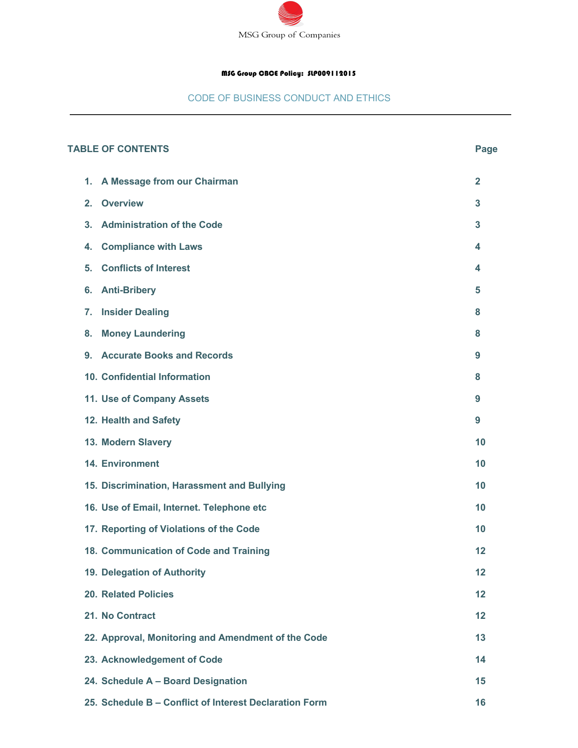MSG Group of Companies

**MSG Group CBCE Policy: SLP009112015**

# CODE OF BUSINESS CONDUCT AND ETHICS

## TABLE OF CONTENTS

| | Page |
|---|---|
| 1. A Message from our Chairman | 2 |
| 2. Overview | 3 |
| 3. Administration of the Code | 3 |
| 4. Compliance with Laws | 4 |
| 5. Conflicts of Interest | 4 |
| 6. Anti-Bribery | 5 |
| 7. Insider Dealing | 8 |
| 8. Money Laundering | 8 |
| 9. Accurate Books and Records | 9 |
| 10. Confidential Information | 8 |
| 11. Use of Company Assets | 9 |
| 12. Health and Safety | 9 |
| 13. Modern Slavery | 10 |
| 14. Environment | 10 |
| 15. Discrimination, Harassment and Bullying | 10 |
| 16. Use of Email, Internet. Telephone etc | 10 |
| 17. Reporting of Violations of the Code | 10 |
| 18. Communication of Code and Training | 12 |
| 19. Delegation of Authority | 12 |
| 20. Related Policies | 12 |
| 21. No Contract | 12 |
| 22. Approval, Monitoring and Amendment of the Code | 13 |
| 23. Acknowledgement of Code | 14 |
| 24. Schedule A – Board Designation | 15 |
| 25. Schedule B – Conflict of Interest Declaration Form | 16 |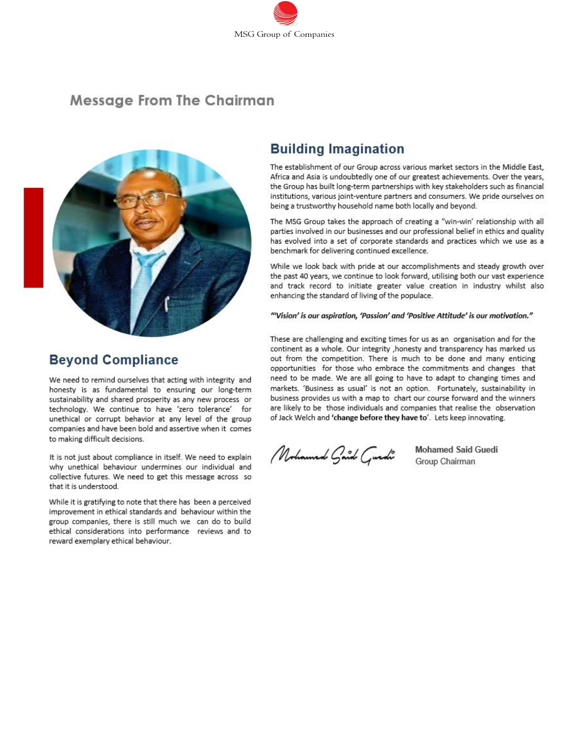# Message From The Chairman

## Beyond Compliance

We need to remind ourselves that acting with integrity and honesty is as fundamental to ensuring our long-term sustainability and shared prosperity as any new process or technology. We continue to have 'zero tolerance' for unethical or corrupt behavior at any level of the group companies and have been bold and assertive when it comes to making difficult decisions.

It is not just about compliance in itself. We need to explain why unethical behaviour undermines our individual and collective futures. We need to get this message across so that it is understood.

While it is gratifying to note that there has been a perceived improvement in ethical standards and behaviour within the group companies, there is still much we can do to build ethical considerations into performance reviews and to reward exemplary ethical behaviour.

## Building Imagination

The establishment of our Group across various market sectors in the Middle East, Africa and Asia is undoubtedly one of our greatest achievements. Over the years, the Group has built long-term partnerships with key stakeholders such as financial institutions, various joint-venture partners and consumers. We pride ourselves on being a trustworthy household name both locally and beyond.

The MSG Group takes the approach of creating a "win-win' relationship with all parties involved in our businesses and our professional belief in ethics and quality has evolved into a set of corporate standards and practices which we use as a benchmark for delivering continued excellence.

While we look back with pride at our accomplishments and steady growth over the past 40 years, we continue to look forward, utilising both our vast experience and track record to initiate greater value creation in industry whilst also enhancing the standard of living of the populace.

***"'Vision' is our aspiration, 'Passion' and 'Positive Attitude' is our motivation."***

These are challenging and exciting times for us as an organisation and for the continent as a whole. Our integrity ,honesty and transparency has marked us out from the competition. There is much to be done and many enticing opportunities for those who embrace the commitments and changes that need to be made. We are all going to have to adapt to changing times and markets. 'Business as usual' is not an option. Fortunately, sustainability in business provides us with a map to chart our course forward and the winners are likely to be those individuals and companies that realise the observation of Jack Welch and **'change before they have to'**. Lets keep innovating.

Mohamed Said Guedi
Group Chairman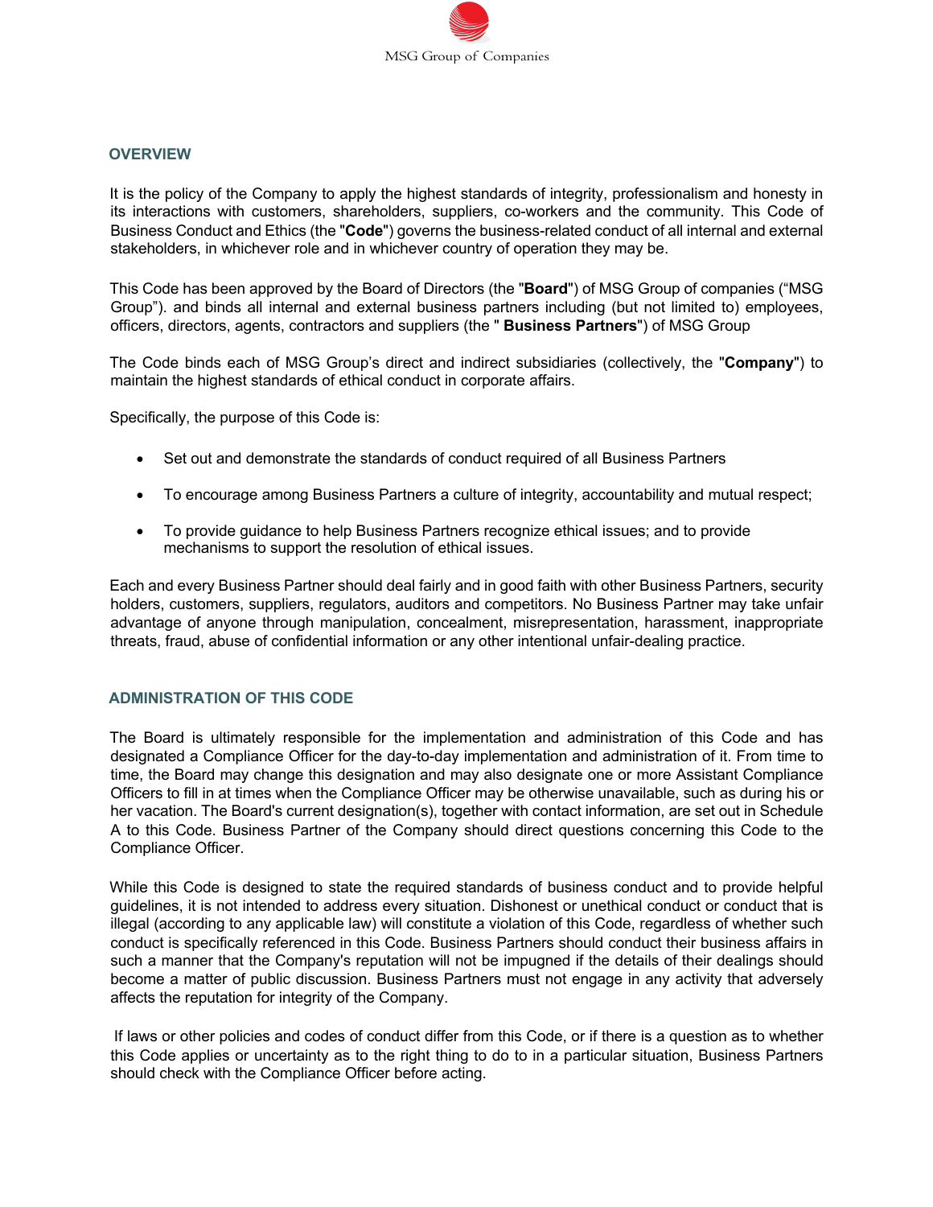## OVERVIEW

It is the policy of the Company to apply the highest standards of integrity, professionalism and honesty in its interactions with customers, shareholders, suppliers, co-workers and the community. This Code of Business Conduct and Ethics (the "**Code**") governs the business-related conduct of all internal and external stakeholders, in whichever role and in whichever country of operation they may be.

This Code has been approved by the Board of Directors (the "**Board**") of MSG Group of companies ("MSG Group"). and binds all internal and external business partners including (but not limited to) employees, officers, directors, agents, contractors and suppliers (the " **Business Partners**") of MSG Group

The Code binds each of MSG Group's direct and indirect subsidiaries (collectively, the "**Company**") to maintain the highest standards of ethical conduct in corporate affairs.

Specifically, the purpose of this Code is:

- Set out and demonstrate the standards of conduct required of all Business Partners
- To encourage among Business Partners a culture of integrity, accountability and mutual respect;
- To provide guidance to help Business Partners recognize ethical issues; and to provide mechanisms to support the resolution of ethical issues.

Each and every Business Partner should deal fairly and in good faith with other Business Partners, security holders, customers, suppliers, regulators, auditors and competitors. No Business Partner may take unfair advantage of anyone through manipulation, concealment, misrepresentation, harassment, inappropriate threats, fraud, abuse of confidential information or any other intentional unfair-dealing practice.

## ADMINISTRATION OF THIS CODE

The Board is ultimately responsible for the implementation and administration of this Code and has designated a Compliance Officer for the day-to-day implementation and administration of it. From time to time, the Board may change this designation and may also designate one or more Assistant Compliance Officers to fill in at times when the Compliance Officer may be otherwise unavailable, such as during his or her vacation. The Board's current designation(s), together with contact information, are set out in Schedule A to this Code. Business Partner of the Company should direct questions concerning this Code to the Compliance Officer.

While this Code is designed to state the required standards of business conduct and to provide helpful guidelines, it is not intended to address every situation. Dishonest or unethical conduct or conduct that is illegal (according to any applicable law) will constitute a violation of this Code, regardless of whether such conduct is specifically referenced in this Code. Business Partners should conduct their business affairs in such a manner that the Company's reputation will not be impugned if the details of their dealings should become a matter of public discussion. Business Partners must not engage in any activity that adversely affects the reputation for integrity of the Company.

If laws or other policies and codes of conduct differ from this Code, or if there is a question as to whether this Code applies or uncertainty as to the right thing to do to in a particular situation, Business Partners should check with the Compliance Officer before acting.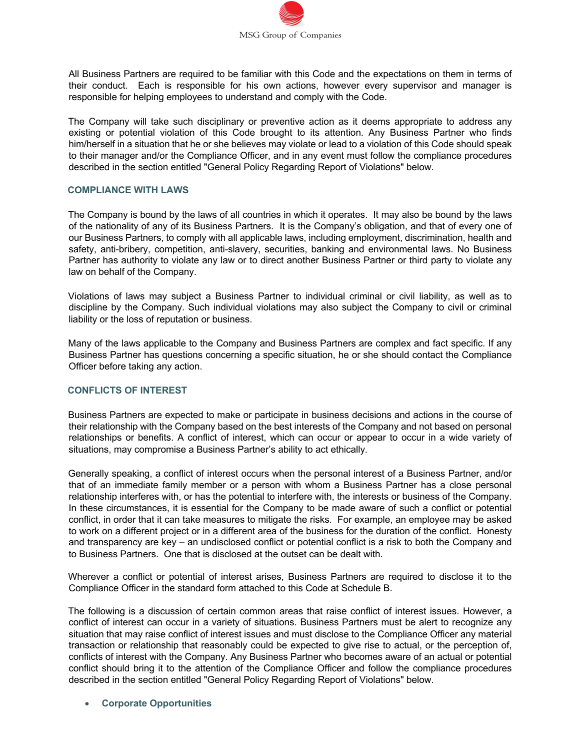All Business Partners are required to be familiar with this Code and the expectations on them in terms of their conduct. Each is responsible for his own actions, however every supervisor and manager is responsible for helping employees to understand and comply with the Code.

The Company will take such disciplinary or preventive action as it deems appropriate to address any existing or potential violation of this Code brought to its attention. Any Business Partner who finds him/herself in a situation that he or she believes may violate or lead to a violation of this Code should speak to their manager and/or the Compliance Officer, and in any event must follow the compliance procedures described in the section entitled "General Policy Regarding Report of Violations" below.

## COMPLIANCE WITH LAWS

The Company is bound by the laws of all countries in which it operates. It may also be bound by the laws of the nationality of any of its Business Partners. It is the Company's obligation, and that of every one of our Business Partners, to comply with all applicable laws, including employment, discrimination, health and safety, anti-bribery, competition, anti-slavery, securities, banking and environmental laws. No Business Partner has authority to violate any law or to direct another Business Partner or third party to violate any law on behalf of the Company.

Violations of laws may subject a Business Partner to individual criminal or civil liability, as well as to discipline by the Company. Such individual violations may also subject the Company to civil or criminal liability or the loss of reputation or business.

Many of the laws applicable to the Company and Business Partners are complex and fact specific. If any Business Partner has questions concerning a specific situation, he or she should contact the Compliance Officer before taking any action.

## CONFLICTS OF INTEREST

Business Partners are expected to make or participate in business decisions and actions in the course of their relationship with the Company based on the best interests of the Company and not based on personal relationships or benefits. A conflict of interest, which can occur or appear to occur in a wide variety of situations, may compromise a Business Partner's ability to act ethically.

Generally speaking, a conflict of interest occurs when the personal interest of a Business Partner, and/or that of an immediate family member or a person with whom a Business Partner has a close personal relationship interferes with, or has the potential to interfere with, the interests or business of the Company. In these circumstances, it is essential for the Company to be made aware of such a conflict or potential conflict, in order that it can take measures to mitigate the risks. For example, an employee may be asked to work on a different project or in a different area of the business for the duration of the conflict. Honesty and transparency are key – an undisclosed conflict or potential conflict is a risk to both the Company and to Business Partners. One that is disclosed at the outset can be dealt with.

Wherever a conflict or potential of interest arises, Business Partners are required to disclose it to the Compliance Officer in the standard form attached to this Code at Schedule B.

The following is a discussion of certain common areas that raise conflict of interest issues. However, a conflict of interest can occur in a variety of situations. Business Partners must be alert to recognize any situation that may raise conflict of interest issues and must disclose to the Compliance Officer any material transaction or relationship that reasonably could be expected to give rise to actual, or the perception of, conflicts of interest with the Company. Any Business Partner who becomes aware of an actual or potential conflict should bring it to the attention of the Compliance Officer and follow the compliance procedures described in the section entitled "General Policy Regarding Report of Violations" below.

- **Corporate Opportunities**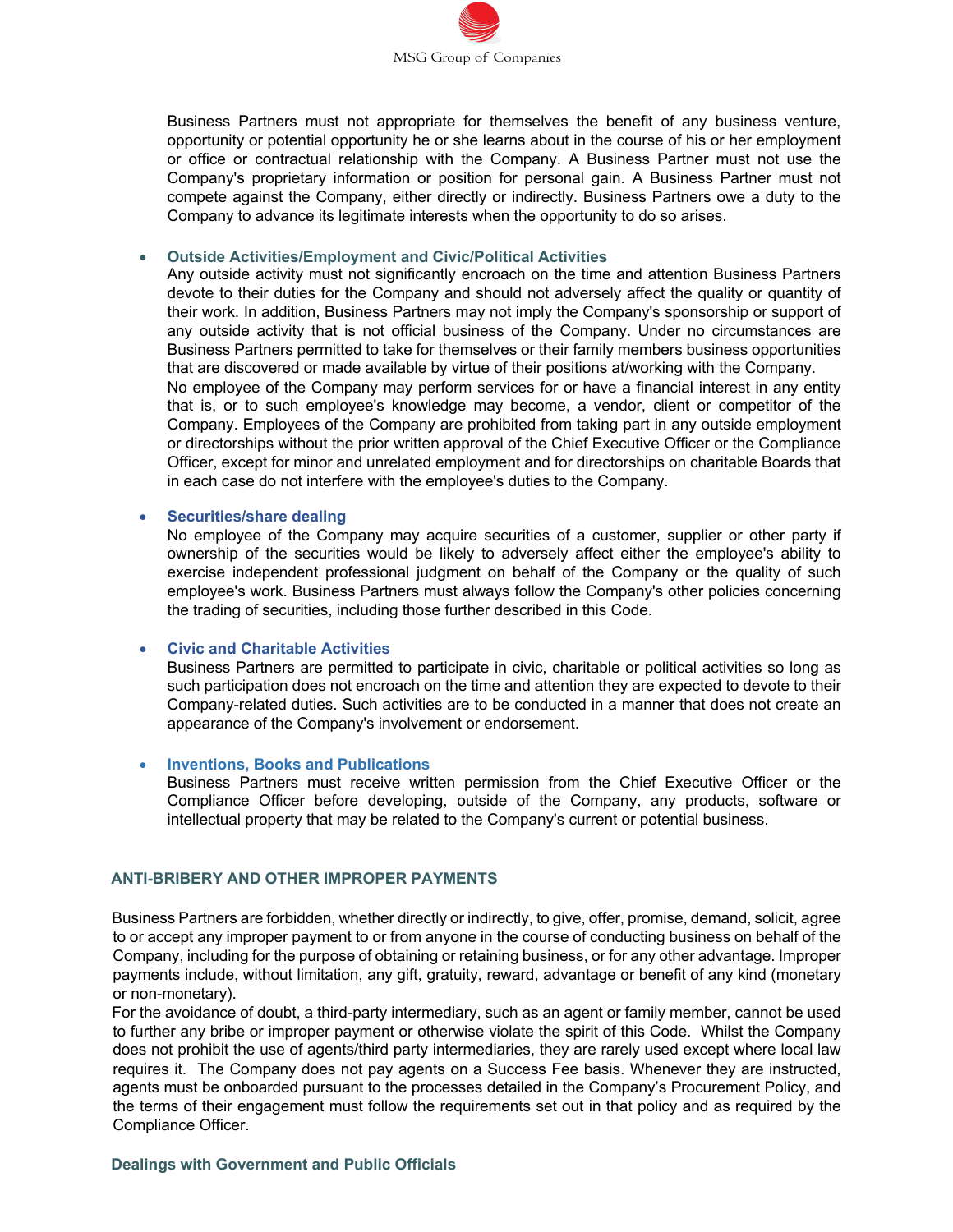Business Partners must not appropriate for themselves the benefit of any business venture, opportunity or potential opportunity he or she learns about in the course of his or her employment or office or contractual relationship with the Company. A Business Partner must not use the Company's proprietary information or position for personal gain. A Business Partner must not compete against the Company, either directly or indirectly. Business Partners owe a duty to the Company to advance its legitimate interests when the opportunity to do so arises.

- **Outside Activities/Employment and Civic/Political Activities**
  Any outside activity must not significantly encroach on the time and attention Business Partners devote to their duties for the Company and should not adversely affect the quality or quantity of their work. In addition, Business Partners may not imply the Company's sponsorship or support of any outside activity that is not official business of the Company. Under no circumstances are Business Partners permitted to take for themselves or their family members business opportunities that are discovered or made available by virtue of their positions at/working with the Company.
  No employee of the Company may perform services for or have a financial interest in any entity that is, or to such employee's knowledge may become, a vendor, client or competitor of the Company. Employees of the Company are prohibited from taking part in any outside employment or directorships without the prior written approval of the Chief Executive Officer or the Compliance Officer, except for minor and unrelated employment and for directorships on charitable Boards that in each case do not interfere with the employee's duties to the Company.

- **Securities/share dealing**
  No employee of the Company may acquire securities of a customer, supplier or other party if ownership of the securities would be likely to adversely affect either the employee's ability to exercise independent professional judgment on behalf of the Company or the quality of such employee's work. Business Partners must always follow the Company's other policies concerning the trading of securities, including those further described in this Code.

- **Civic and Charitable Activities**
  Business Partners are permitted to participate in civic, charitable or political activities so long as such participation does not encroach on the time and attention they are expected to devote to their Company-related duties. Such activities are to be conducted in a manner that does not create an appearance of the Company's involvement or endorsement.

- **Inventions, Books and Publications**
  Business Partners must receive written permission from the Chief Executive Officer or the Compliance Officer before developing, outside of the Company, any products, software or intellectual property that may be related to the Company's current or potential business.

## ANTI-BRIBERY AND OTHER IMPROPER PAYMENTS

Business Partners are forbidden, whether directly or indirectly, to give, offer, promise, demand, solicit, agree to or accept any improper payment to or from anyone in the course of conducting business on behalf of the Company, including for the purpose of obtaining or retaining business, or for any other advantage. Improper payments include, without limitation, any gift, gratuity, reward, advantage or benefit of any kind (monetary or non-monetary).

For the avoidance of doubt, a third-party intermediary, such as an agent or family member, cannot be used to further any bribe or improper payment or otherwise violate the spirit of this Code. Whilst the Company does not prohibit the use of agents/third party intermediaries, they are rarely used except where local law requires it. The Company does not pay agents on a Success Fee basis. Whenever they are instructed, agents must be onboarded pursuant to the processes detailed in the Company's Procurement Policy, and the terms of their engagement must follow the requirements set out in that policy and as required by the Compliance Officer.

### Dealings with Government and Public Officials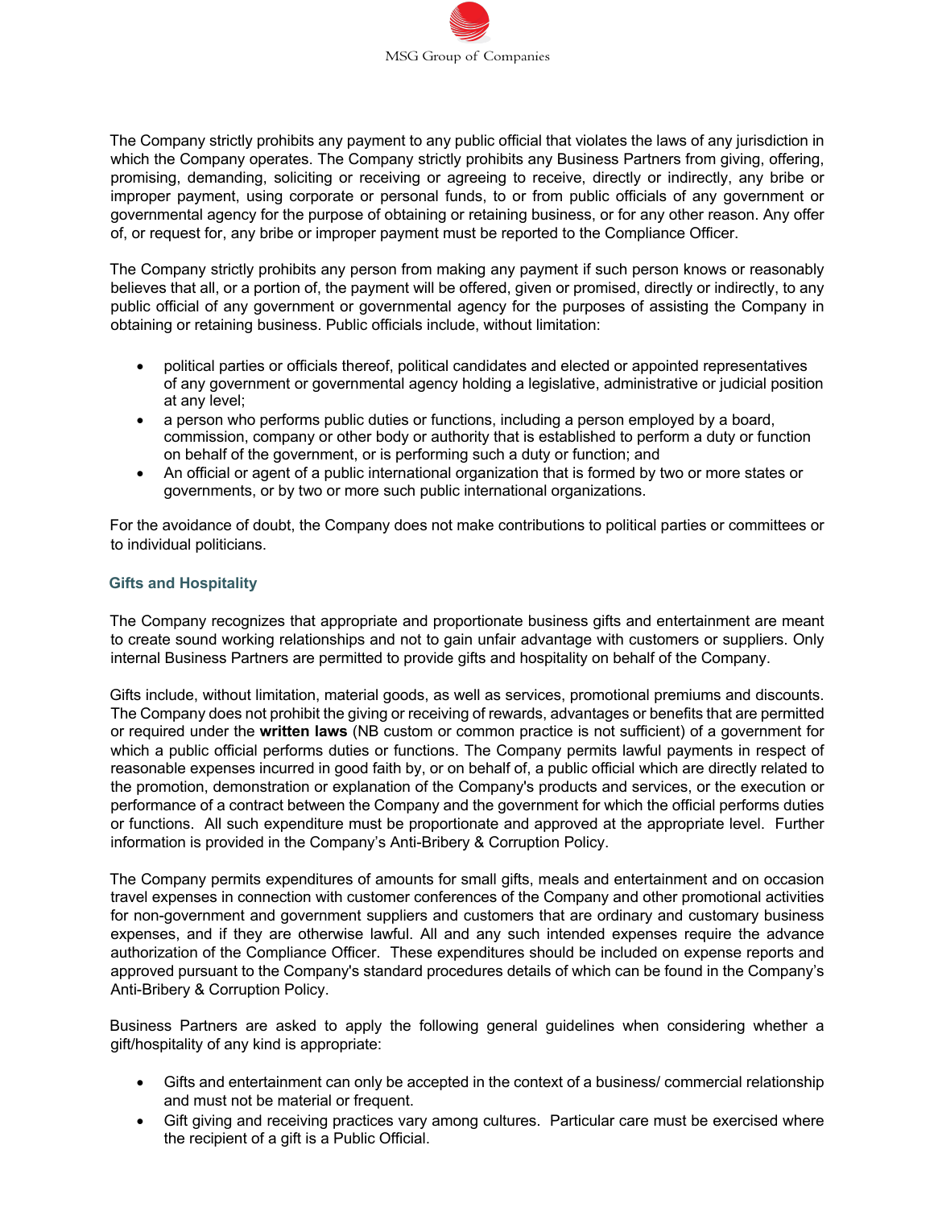The Company strictly prohibits any payment to any public official that violates the laws of any jurisdiction in which the Company operates. The Company strictly prohibits any Business Partners from giving, offering, promising, demanding, soliciting or receiving or agreeing to receive, directly or indirectly, any bribe or improper payment, using corporate or personal funds, to or from public officials of any government or governmental agency for the purpose of obtaining or retaining business, or for any other reason. Any offer of, or request for, any bribe or improper payment must be reported to the Compliance Officer.

The Company strictly prohibits any person from making any payment if such person knows or reasonably believes that all, or a portion of, the payment will be offered, given or promised, directly or indirectly, to any public official of any government or governmental agency for the purposes of assisting the Company in obtaining or retaining business. Public officials include, without limitation:

- political parties or officials thereof, political candidates and elected or appointed representatives of any government or governmental agency holding a legislative, administrative or judicial position at any level;
- a person who performs public duties or functions, including a person employed by a board, commission, company or other body or authority that is established to perform a duty or function on behalf of the government, or is performing such a duty or function; and
- An official or agent of a public international organization that is formed by two or more states or governments, or by two or more such public international organizations.

For the avoidance of doubt, the Company does not make contributions to political parties or committees or to individual politicians.

### Gifts and Hospitality

The Company recognizes that appropriate and proportionate business gifts and entertainment are meant to create sound working relationships and not to gain unfair advantage with customers or suppliers. Only internal Business Partners are permitted to provide gifts and hospitality on behalf of the Company.

Gifts include, without limitation, material goods, as well as services, promotional premiums and discounts. The Company does not prohibit the giving or receiving of rewards, advantages or benefits that are permitted or required under the **written laws** (NB custom or common practice is not sufficient) of a government for which a public official performs duties or functions. The Company permits lawful payments in respect of reasonable expenses incurred in good faith by, or on behalf of, a public official which are directly related to the promotion, demonstration or explanation of the Company's products and services, or the execution or performance of a contract between the Company and the government for which the official performs duties or functions. All such expenditure must be proportionate and approved at the appropriate level. Further information is provided in the Company's Anti-Bribery & Corruption Policy.

The Company permits expenditures of amounts for small gifts, meals and entertainment and on occasion travel expenses in connection with customer conferences of the Company and other promotional activities for non-government and government suppliers and customers that are ordinary and customary business expenses, and if they are otherwise lawful. All and any such intended expenses require the advance authorization of the Compliance Officer. These expenditures should be included on expense reports and approved pursuant to the Company's standard procedures details of which can be found in the Company's Anti-Bribery & Corruption Policy.

Business Partners are asked to apply the following general guidelines when considering whether a gift/hospitality of any kind is appropriate:

- Gifts and entertainment can only be accepted in the context of a business/ commercial relationship and must not be material or frequent.
- Gift giving and receiving practices vary among cultures. Particular care must be exercised where the recipient of a gift is a Public Official.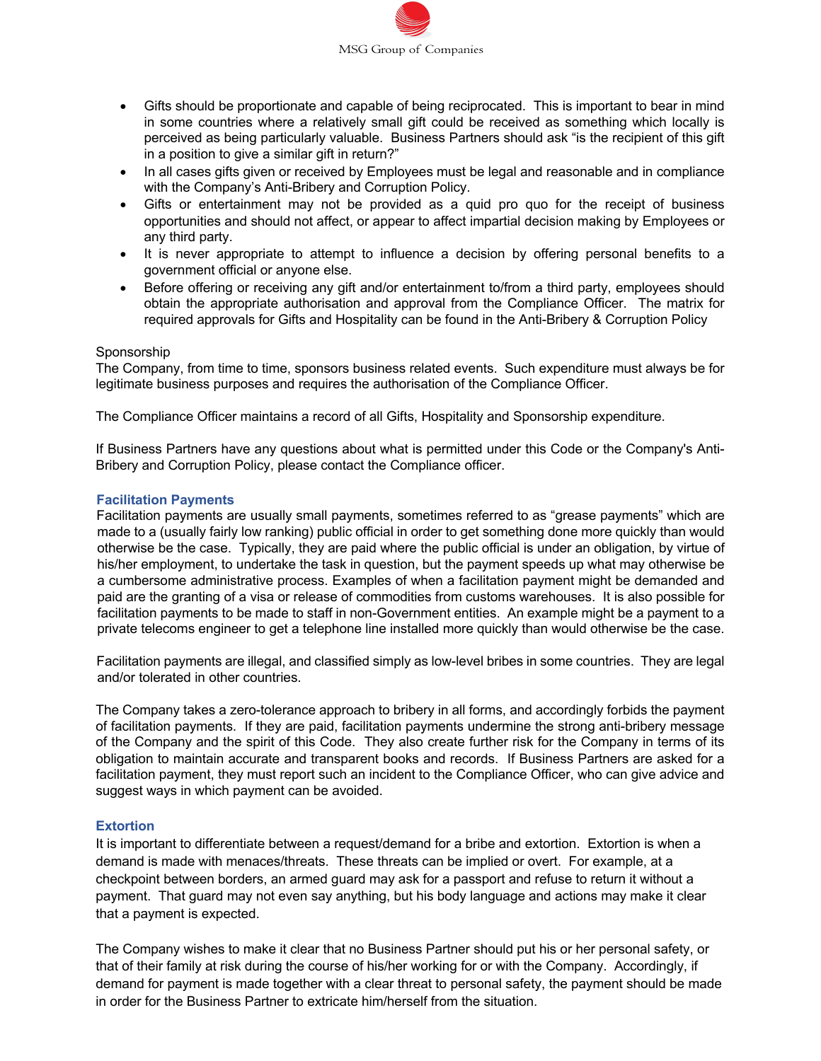- Gifts should be proportionate and capable of being reciprocated. This is important to bear in mind in some countries where a relatively small gift could be received as something which locally is perceived as being particularly valuable. Business Partners should ask "is the recipient of this gift in a position to give a similar gift in return?"
- In all cases gifts given or received by Employees must be legal and reasonable and in compliance with the Company's Anti-Bribery and Corruption Policy.
- Gifts or entertainment may not be provided as a quid pro quo for the receipt of business opportunities and should not affect, or appear to affect impartial decision making by Employees or any third party.
- It is never appropriate to attempt to influence a decision by offering personal benefits to a government official or anyone else.
- Before offering or receiving any gift and/or entertainment to/from a third party, employees should obtain the appropriate authorisation and approval from the Compliance Officer. The matrix for required approvals for Gifts and Hospitality can be found in the Anti-Bribery & Corruption Policy

Sponsorship
The Company, from time to time, sponsors business related events. Such expenditure must always be for legitimate business purposes and requires the authorisation of the Compliance Officer.

The Compliance Officer maintains a record of all Gifts, Hospitality and Sponsorship expenditure.

If Business Partners have any questions about what is permitted under this Code or the Company's Anti-Bribery and Corruption Policy, please contact the Compliance officer.

### Facilitation Payments

Facilitation payments are usually small payments, sometimes referred to as "grease payments" which are made to a (usually fairly low ranking) public official in order to get something done more quickly than would otherwise be the case. Typically, they are paid where the public official is under an obligation, by virtue of his/her employment, to undertake the task in question, but the payment speeds up what may otherwise be a cumbersome administrative process. Examples of when a facilitation payment might be demanded and paid are the granting of a visa or release of commodities from customs warehouses. It is also possible for facilitation payments to be made to staff in non-Government entities. An example might be a payment to a private telecoms engineer to get a telephone line installed more quickly than would otherwise be the case.

Facilitation payments are illegal, and classified simply as low-level bribes in some countries. They are legal and/or tolerated in other countries.

The Company takes a zero-tolerance approach to bribery in all forms, and accordingly forbids the payment of facilitation payments. If they are paid, facilitation payments undermine the strong anti-bribery message of the Company and the spirit of this Code. They also create further risk for the Company in terms of its obligation to maintain accurate and transparent books and records. If Business Partners are asked for a facilitation payment, they must report such an incident to the Compliance Officer, who can give advice and suggest ways in which payment can be avoided.

### Extortion

It is important to differentiate between a request/demand for a bribe and extortion. Extortion is when a demand is made with menaces/threats. These threats can be implied or overt. For example, at a checkpoint between borders, an armed guard may ask for a passport and refuse to return it without a payment. That guard may not even say anything, but his body language and actions may make it clear that a payment is expected.

The Company wishes to make it clear that no Business Partner should put his or her personal safety, or that of their family at risk during the course of his/her working for or with the Company. Accordingly, if demand for payment is made together with a clear threat to personal safety, the payment should be made in order for the Business Partner to extricate him/herself from the situation.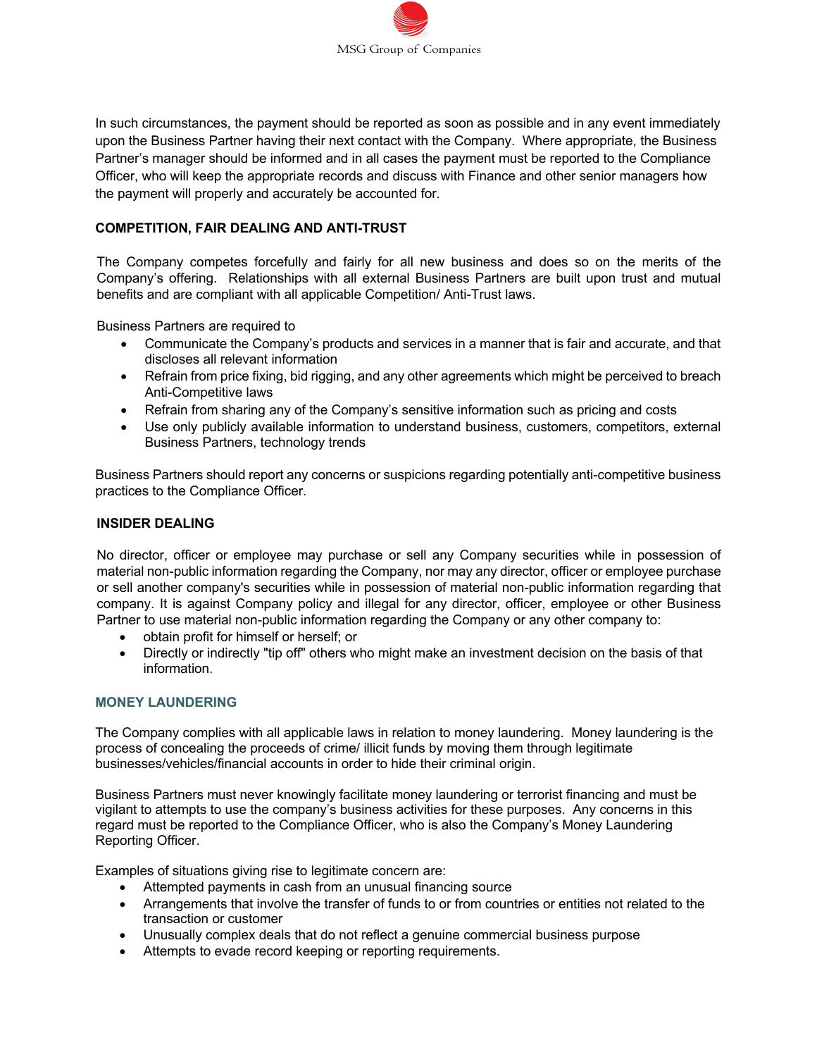In such circumstances, the payment should be reported as soon as possible and in any event immediately upon the Business Partner having their next contact with the Company. Where appropriate, the Business Partner's manager should be informed and in all cases the payment must be reported to the Compliance Officer, who will keep the appropriate records and discuss with Finance and other senior managers how the payment will properly and accurately be accounted for.

## COMPETITION, FAIR DEALING AND ANTI-TRUST

The Company competes forcefully and fairly for all new business and does so on the merits of the Company's offering. Relationships with all external Business Partners are built upon trust and mutual benefits and are compliant with all applicable Competition/ Anti-Trust laws.

Business Partners are required to

- Communicate the Company's products and services in a manner that is fair and accurate, and that discloses all relevant information
- Refrain from price fixing, bid rigging, and any other agreements which might be perceived to breach Anti-Competitive laws
- Refrain from sharing any of the Company's sensitive information such as pricing and costs
- Use only publicly available information to understand business, customers, competitors, external Business Partners, technology trends

Business Partners should report any concerns or suspicions regarding potentially anti-competitive business practices to the Compliance Officer.

## INSIDER DEALING

No director, officer or employee may purchase or sell any Company securities while in possession of material non-public information regarding the Company, nor may any director, officer or employee purchase or sell another company's securities while in possession of material non-public information regarding that company. It is against Company policy and illegal for any director, officer, employee or other Business Partner to use material non-public information regarding the Company or any other company to:

- obtain profit for himself or herself; or
- Directly or indirectly "tip off" others who might make an investment decision on the basis of that information.

## MONEY LAUNDERING

The Company complies with all applicable laws in relation to money laundering. Money laundering is the process of concealing the proceeds of crime/ illicit funds by moving them through legitimate businesses/vehicles/financial accounts in order to hide their criminal origin.

Business Partners must never knowingly facilitate money laundering or terrorist financing and must be vigilant to attempts to use the company's business activities for these purposes. Any concerns in this regard must be reported to the Compliance Officer, who is also the Company's Money Laundering Reporting Officer.

Examples of situations giving rise to legitimate concern are:

- Attempted payments in cash from an unusual financing source
- Arrangements that involve the transfer of funds to or from countries or entities not related to the transaction or customer
- Unusually complex deals that do not reflect a genuine commercial business purpose
- Attempts to evade record keeping or reporting requirements.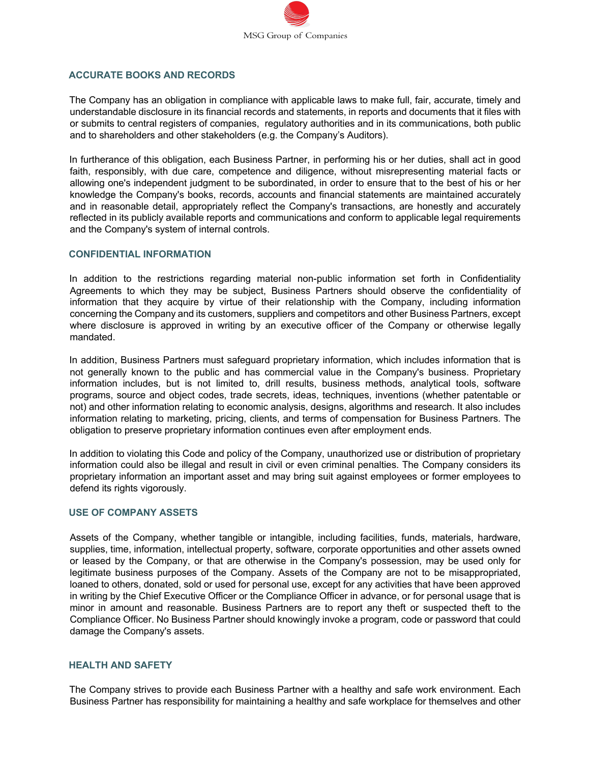## ACCURATE BOOKS AND RECORDS

The Company has an obligation in compliance with applicable laws to make full, fair, accurate, timely and understandable disclosure in its financial records and statements, in reports and documents that it files with or submits to central registers of companies, regulatory authorities and in its communications, both public and to shareholders and other stakeholders (e.g. the Company's Auditors).

In furtherance of this obligation, each Business Partner, in performing his or her duties, shall act in good faith, responsibly, with due care, competence and diligence, without misrepresenting material facts or allowing one's independent judgment to be subordinated, in order to ensure that to the best of his or her knowledge the Company's books, records, accounts and financial statements are maintained accurately and in reasonable detail, appropriately reflect the Company's transactions, are honestly and accurately reflected in its publicly available reports and communications and conform to applicable legal requirements and the Company's system of internal controls.

## CONFIDENTIAL INFORMATION

In addition to the restrictions regarding material non-public information set forth in Confidentiality Agreements to which they may be subject, Business Partners should observe the confidentiality of information that they acquire by virtue of their relationship with the Company, including information concerning the Company and its customers, suppliers and competitors and other Business Partners, except where disclosure is approved in writing by an executive officer of the Company or otherwise legally mandated.

In addition, Business Partners must safeguard proprietary information, which includes information that is not generally known to the public and has commercial value in the Company's business. Proprietary information includes, but is not limited to, drill results, business methods, analytical tools, software programs, source and object codes, trade secrets, ideas, techniques, inventions (whether patentable or not) and other information relating to economic analysis, designs, algorithms and research. It also includes information relating to marketing, pricing, clients, and terms of compensation for Business Partners. The obligation to preserve proprietary information continues even after employment ends.

In addition to violating this Code and policy of the Company, unauthorized use or distribution of proprietary information could also be illegal and result in civil or even criminal penalties. The Company considers its proprietary information an important asset and may bring suit against employees or former employees to defend its rights vigorously.

## USE OF COMPANY ASSETS

Assets of the Company, whether tangible or intangible, including facilities, funds, materials, hardware, supplies, time, information, intellectual property, software, corporate opportunities and other assets owned or leased by the Company, or that are otherwise in the Company's possession, may be used only for legitimate business purposes of the Company. Assets of the Company are not to be misappropriated, loaned to others, donated, sold or used for personal use, except for any activities that have been approved in writing by the Chief Executive Officer or the Compliance Officer in advance, or for personal usage that is minor in amount and reasonable. Business Partners are to report any theft or suspected theft to the Compliance Officer. No Business Partner should knowingly invoke a program, code or password that could damage the Company's assets.

## HEALTH AND SAFETY

The Company strives to provide each Business Partner with a healthy and safe work environment. Each Business Partner has responsibility for maintaining a healthy and safe workplace for themselves and other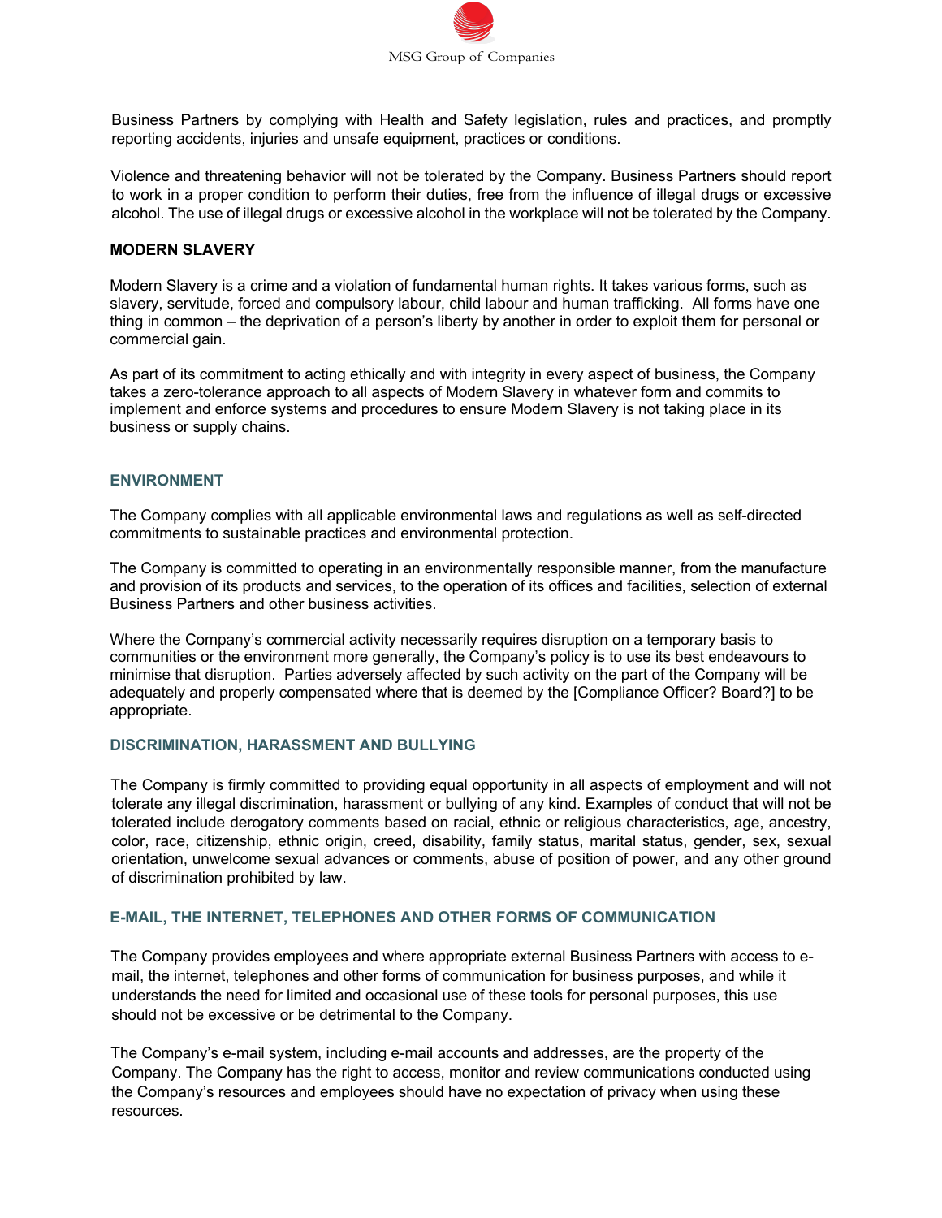Business Partners by complying with Health and Safety legislation, rules and practices, and promptly reporting accidents, injuries and unsafe equipment, practices or conditions.

Violence and threatening behavior will not be tolerated by the Company. Business Partners should report to work in a proper condition to perform their duties, free from the influence of illegal drugs or excessive alcohol. The use of illegal drugs or excessive alcohol in the workplace will not be tolerated by the Company.

## MODERN SLAVERY

Modern Slavery is a crime and a violation of fundamental human rights. It takes various forms, such as slavery, servitude, forced and compulsory labour, child labour and human trafficking. All forms have one thing in common – the deprivation of a person's liberty by another in order to exploit them for personal or commercial gain.

As part of its commitment to acting ethically and with integrity in every aspect of business, the Company takes a zero-tolerance approach to all aspects of Modern Slavery in whatever form and commits to implement and enforce systems and procedures to ensure Modern Slavery is not taking place in its business or supply chains.

## ENVIRONMENT

The Company complies with all applicable environmental laws and regulations as well as self-directed commitments to sustainable practices and environmental protection.

The Company is committed to operating in an environmentally responsible manner, from the manufacture and provision of its products and services, to the operation of its offices and facilities, selection of external Business Partners and other business activities.

Where the Company's commercial activity necessarily requires disruption on a temporary basis to communities or the environment more generally, the Company's policy is to use its best endeavours to minimise that disruption. Parties adversely affected by such activity on the part of the Company will be adequately and properly compensated where that is deemed by the [Compliance Officer? Board?] to be appropriate.

## DISCRIMINATION, HARASSMENT AND BULLYING

The Company is firmly committed to providing equal opportunity in all aspects of employment and will not tolerate any illegal discrimination, harassment or bullying of any kind. Examples of conduct that will not be tolerated include derogatory comments based on racial, ethnic or religious characteristics, age, ancestry, color, race, citizenship, ethnic origin, creed, disability, family status, marital status, gender, sex, sexual orientation, unwelcome sexual advances or comments, abuse of position of power, and any other ground of discrimination prohibited by law.

## E-MAIL, THE INTERNET, TELEPHONES AND OTHER FORMS OF COMMUNICATION

The Company provides employees and where appropriate external Business Partners with access to e-mail, the internet, telephones and other forms of communication for business purposes, and while it understands the need for limited and occasional use of these tools for personal purposes, this use should not be excessive or be detrimental to the Company.

The Company's e-mail system, including e-mail accounts and addresses, are the property of the Company. The Company has the right to access, monitor and review communications conducted using the Company's resources and employees should have no expectation of privacy when using these resources.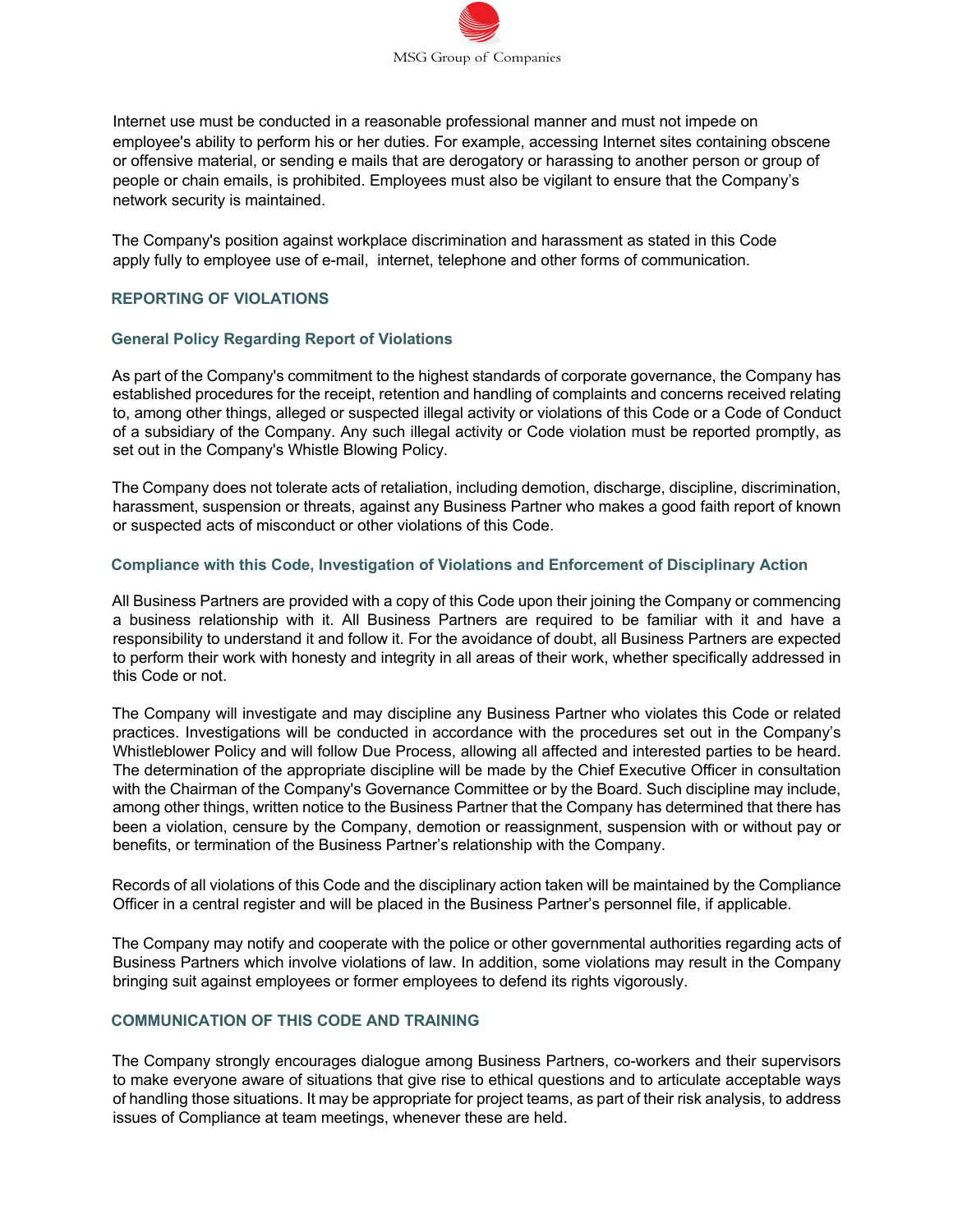Internet use must be conducted in a reasonable professional manner and must not impede on employee's ability to perform his or her duties. For example, accessing Internet sites containing obscene or offensive material, or sending e mails that are derogatory or harassing to another person or group of people or chain emails, is prohibited. Employees must also be vigilant to ensure that the Company's network security is maintained.

The Company's position against workplace discrimination and harassment as stated in this Code apply fully to employee use of e-mail, internet, telephone and other forms of communication.

## REPORTING OF VIOLATIONS

### General Policy Regarding Report of Violations

As part of the Company's commitment to the highest standards of corporate governance, the Company has established procedures for the receipt, retention and handling of complaints and concerns received relating to, among other things, alleged or suspected illegal activity or violations of this Code or a Code of Conduct of a subsidiary of the Company. Any such illegal activity or Code violation must be reported promptly, as set out in the Company's Whistle Blowing Policy.

The Company does not tolerate acts of retaliation, including demotion, discharge, discipline, discrimination, harassment, suspension or threats, against any Business Partner who makes a good faith report of known or suspected acts of misconduct or other violations of this Code.

### Compliance with this Code, Investigation of Violations and Enforcement of Disciplinary Action

All Business Partners are provided with a copy of this Code upon their joining the Company or commencing a business relationship with it. All Business Partners are required to be familiar with it and have a responsibility to understand it and follow it. For the avoidance of doubt, all Business Partners are expected to perform their work with honesty and integrity in all areas of their work, whether specifically addressed in this Code or not.

The Company will investigate and may discipline any Business Partner who violates this Code or related practices. Investigations will be conducted in accordance with the procedures set out in the Company's Whistleblower Policy and will follow Due Process, allowing all affected and interested parties to be heard. The determination of the appropriate discipline will be made by the Chief Executive Officer in consultation with the Chairman of the Company's Governance Committee or by the Board. Such discipline may include, among other things, written notice to the Business Partner that the Company has determined that there has been a violation, censure by the Company, demotion or reassignment, suspension with or without pay or benefits, or termination of the Business Partner's relationship with the Company.

Records of all violations of this Code and the disciplinary action taken will be maintained by the Compliance Officer in a central register and will be placed in the Business Partner's personnel file, if applicable.

The Company may notify and cooperate with the police or other governmental authorities regarding acts of Business Partners which involve violations of law. In addition, some violations may result in the Company bringing suit against employees or former employees to defend its rights vigorously.

## COMMUNICATION OF THIS CODE AND TRAINING

The Company strongly encourages dialogue among Business Partners, co-workers and their supervisors to make everyone aware of situations that give rise to ethical questions and to articulate acceptable ways of handling those situations. It may be appropriate for project teams, as part of their risk analysis, to address issues of Compliance at team meetings, whenever these are held.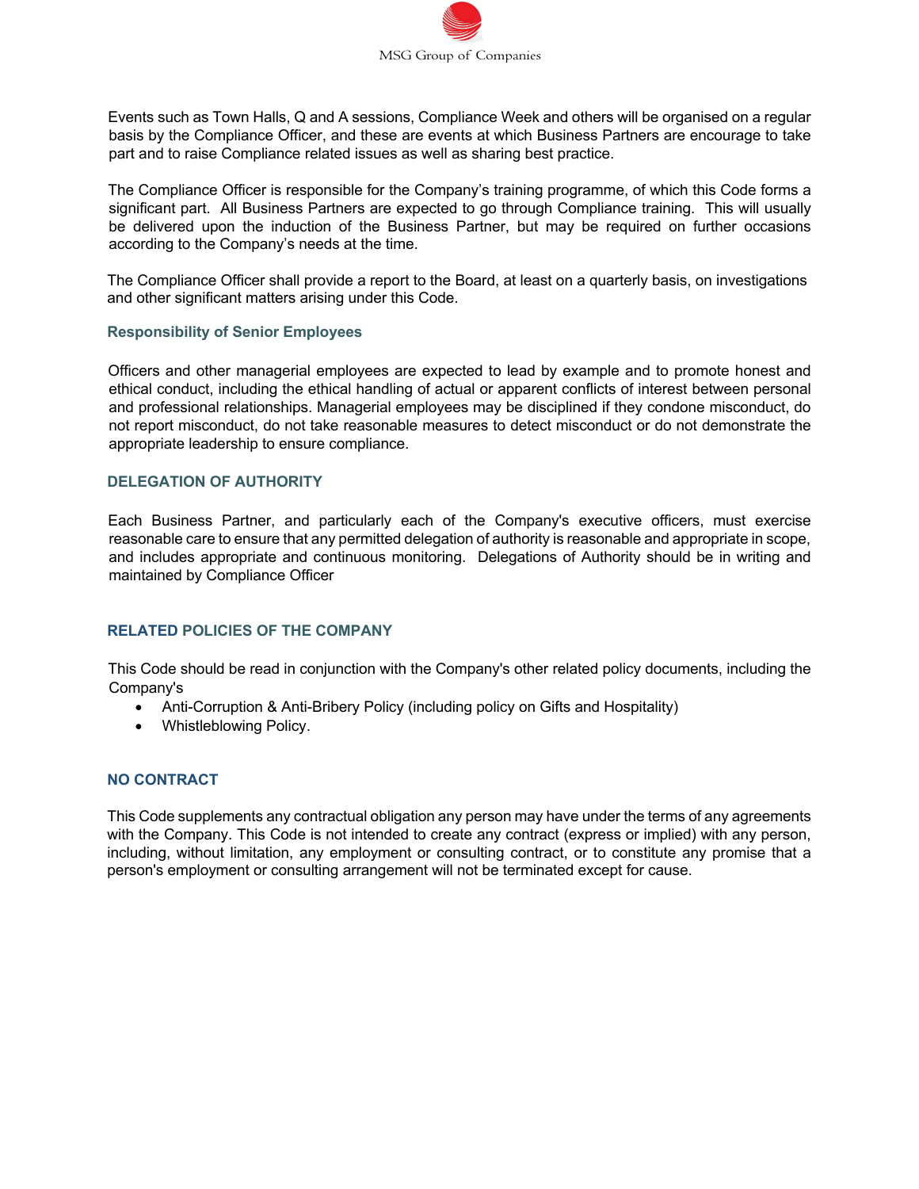Events such as Town Halls, Q and A sessions, Compliance Week and others will be organised on a regular basis by the Compliance Officer, and these are events at which Business Partners are encourage to take part and to raise Compliance related issues as well as sharing best practice.

The Compliance Officer is responsible for the Company's training programme, of which this Code forms a significant part. All Business Partners are expected to go through Compliance training. This will usually be delivered upon the induction of the Business Partner, but may be required on further occasions according to the Company's needs at the time.

The Compliance Officer shall provide a report to the Board, at least on a quarterly basis, on investigations and other significant matters arising under this Code.

### Responsibility of Senior Employees

Officers and other managerial employees are expected to lead by example and to promote honest and ethical conduct, including the ethical handling of actual or apparent conflicts of interest between personal and professional relationships. Managerial employees may be disciplined if they condone misconduct, do not report misconduct, do not take reasonable measures to detect misconduct or do not demonstrate the appropriate leadership to ensure compliance.

## DELEGATION OF AUTHORITY

Each Business Partner, and particularly each of the Company's executive officers, must exercise reasonable care to ensure that any permitted delegation of authority is reasonable and appropriate in scope, and includes appropriate and continuous monitoring. Delegations of Authority should be in writing and maintained by Compliance Officer

## RELATED POLICIES OF THE COMPANY

This Code should be read in conjunction with the Company's other related policy documents, including the Company's

- Anti-Corruption & Anti-Bribery Policy (including policy on Gifts and Hospitality)
- Whistleblowing Policy.

## NO CONTRACT

This Code supplements any contractual obligation any person may have under the terms of any agreements with the Company. This Code is not intended to create any contract (express or implied) with any person, including, without limitation, any employment or consulting contract, or to constitute any promise that a person's employment or consulting arrangement will not be terminated except for cause.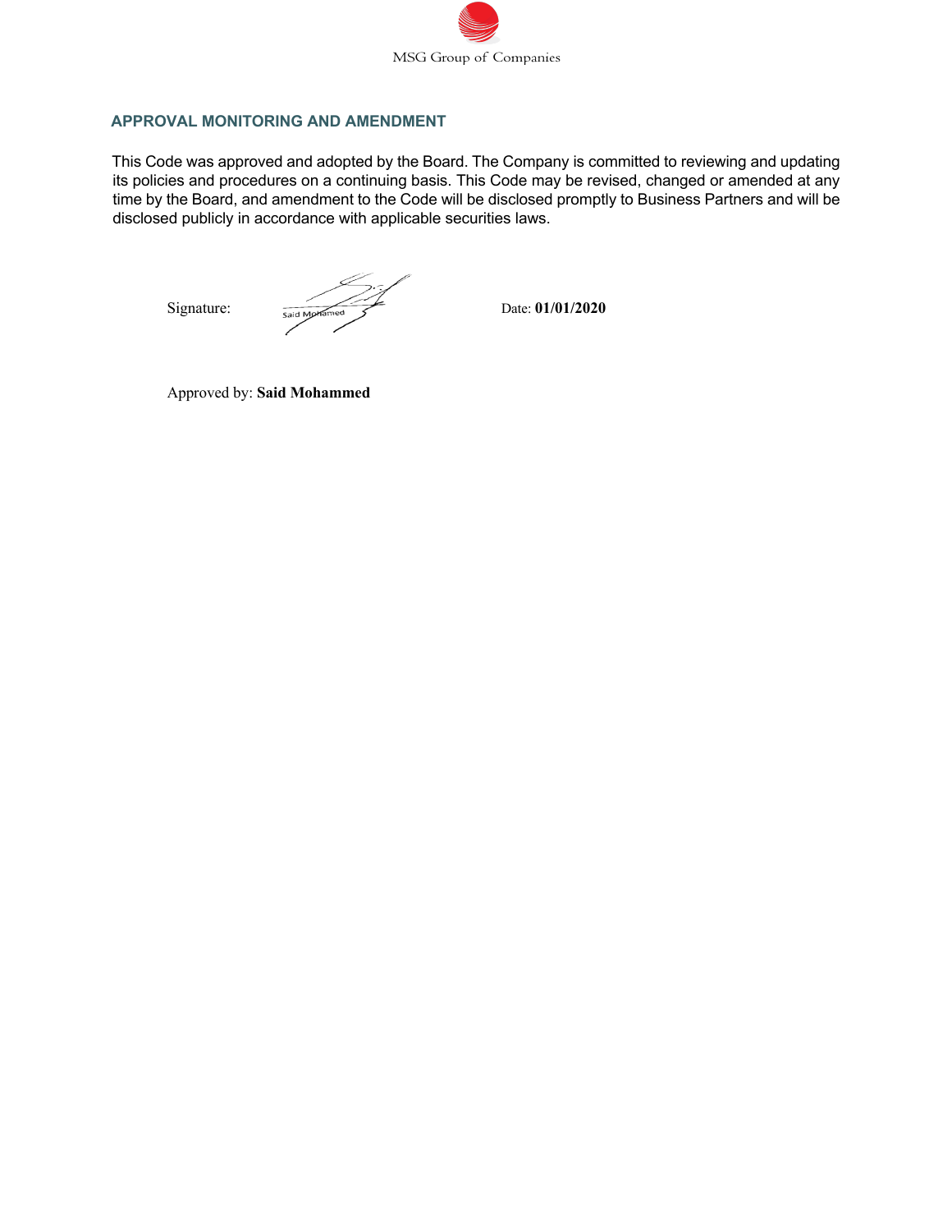## APPROVAL MONITORING AND AMENDMENT

This Code was approved and adopted by the Board. The Company is committed to reviewing and updating its policies and procedures on a continuing basis. This Code may be revised, changed or amended at any time by the Board, and amendment to the Code will be disclosed promptly to Business Partners and will be disclosed publicly in accordance with applicable securities laws.

Signature: Said Mohamed Date: **01/01/2020**

Approved by: **Said Mohammed**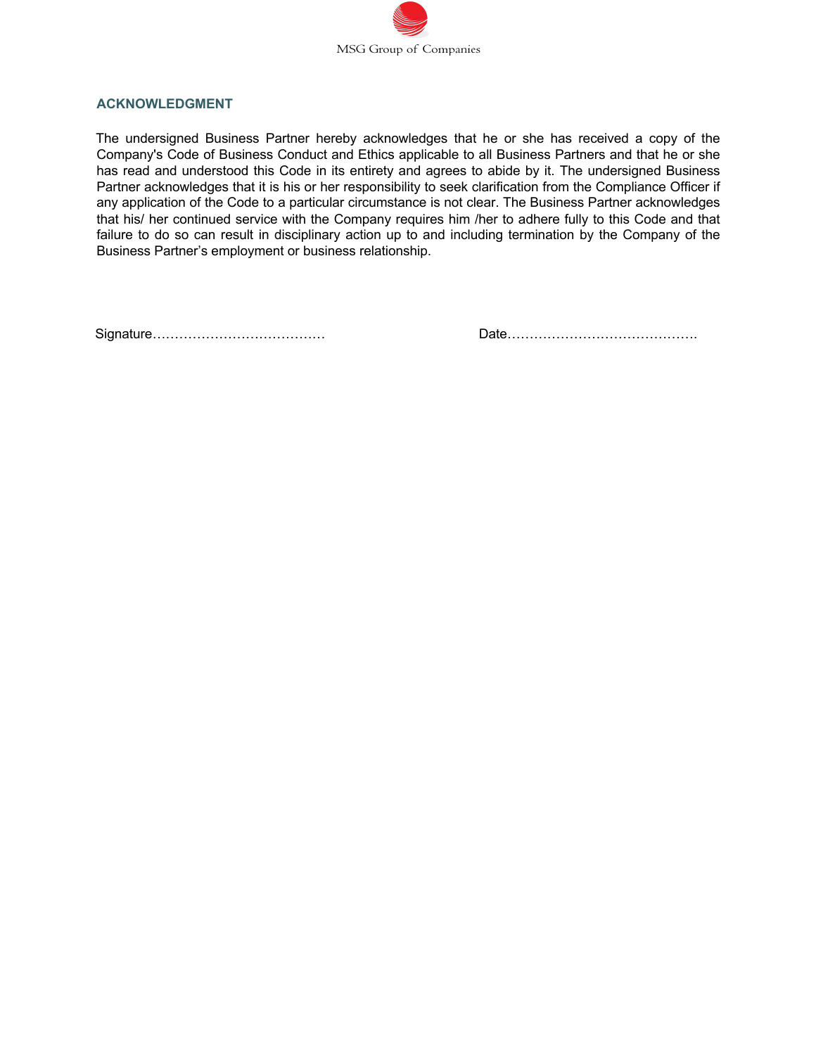## ACKNOWLEDGMENT

The undersigned Business Partner hereby acknowledges that he or she has received a copy of the Company's Code of Business Conduct and Ethics applicable to all Business Partners and that he or she has read and understood this Code in its entirety and agrees to abide by it. The undersigned Business Partner acknowledges that it is his or her responsibility to seek clarification from the Compliance Officer if any application of the Code to a particular circumstance is not clear. The Business Partner acknowledges that his/ her continued service with the Company requires him /her to adhere fully to this Code and that failure to do so can result in disciplinary action up to and including termination by the Company of the Business Partner's employment or business relationship.

Signature…………………………………          Date…………………………………….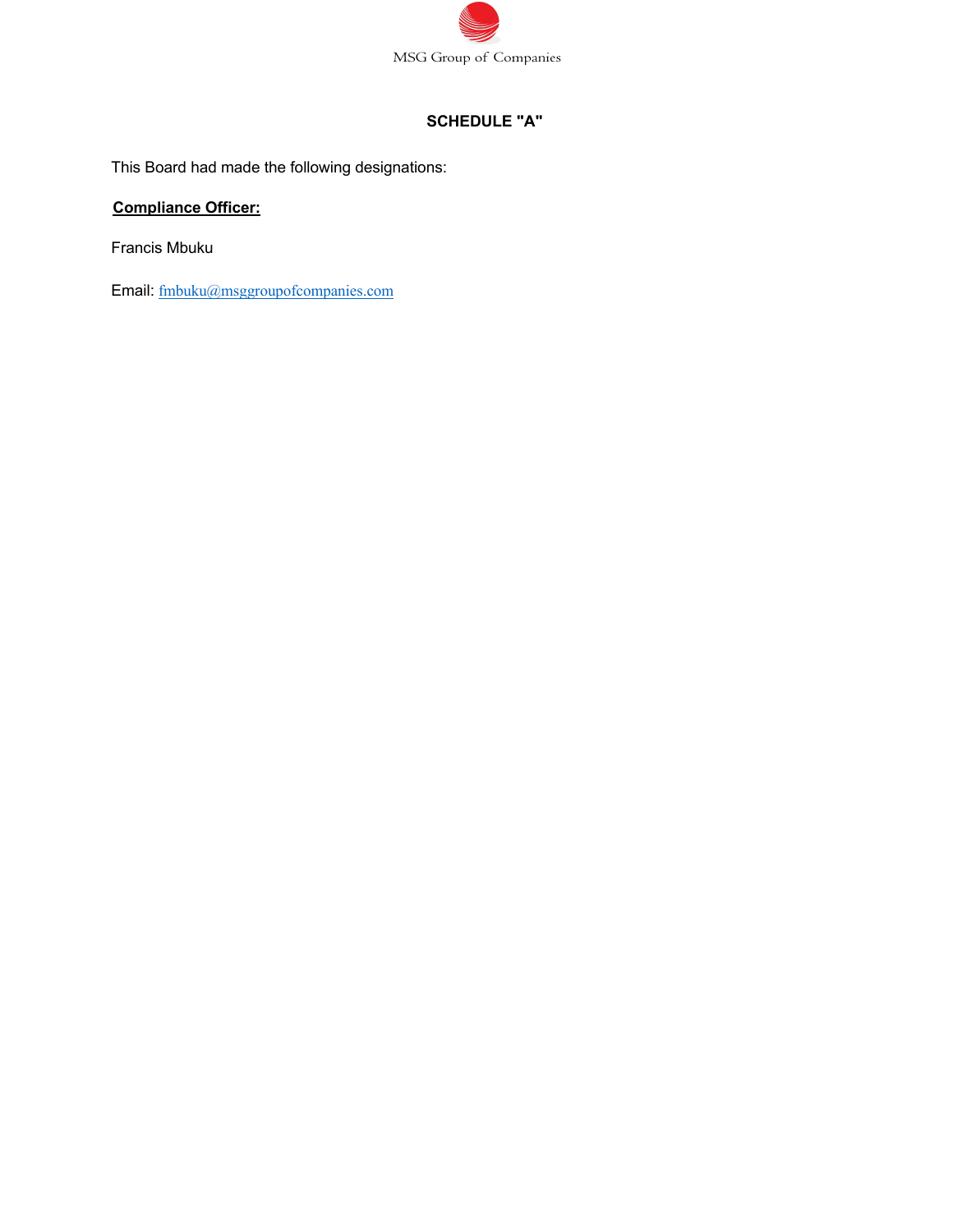# SCHEDULE "A"

This Board had made the following designations:

**Compliance Officer:**

Francis Mbuku

Email: fmbuku@msggroupofcompanies.com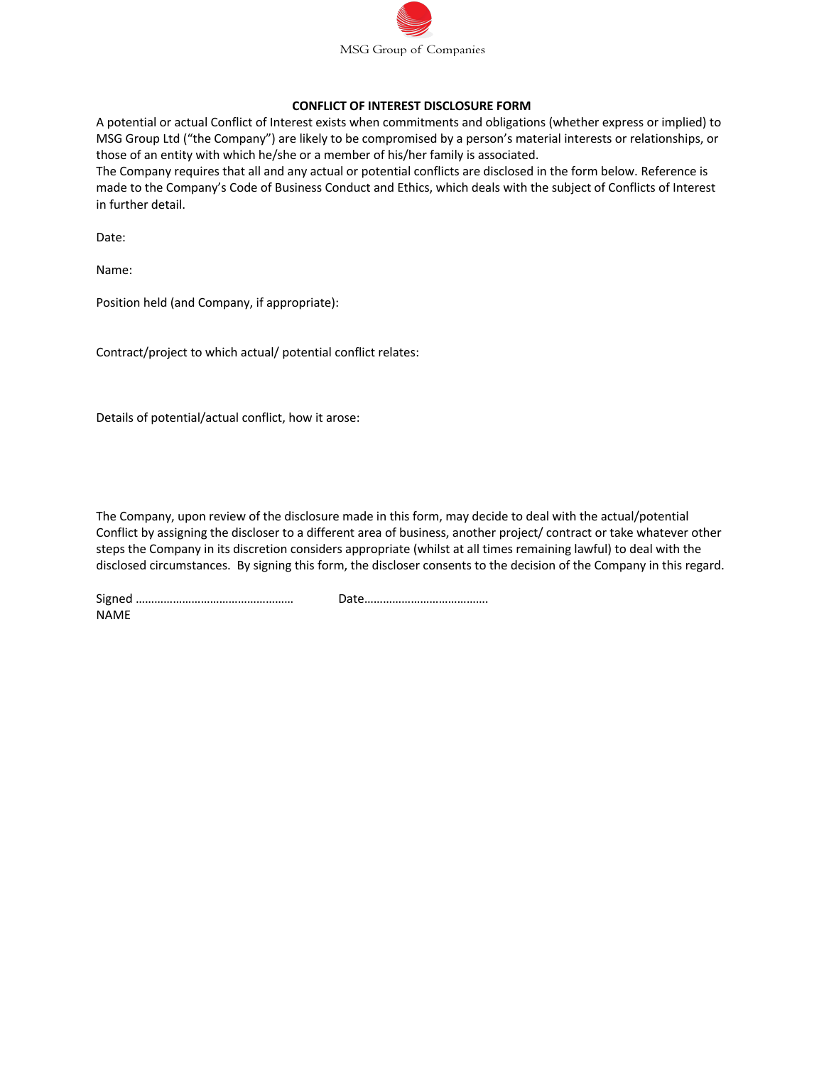MSG Group of Companies

**CONFLICT OF INTEREST DISCLOSURE FORM**

A potential or actual Conflict of Interest exists when commitments and obligations (whether express or implied) to MSG Group Ltd ("the Company") are likely to be compromised by a person's material interests or relationships, or those of an entity with which he/she or a member of his/her family is associated.

The Company requires that all and any actual or potential conflicts are disclosed in the form below. Reference is made to the Company's Code of Business Conduct and Ethics, which deals with the subject of Conflicts of Interest in further detail.

Date:

Name:

Position held (and Company, if appropriate):

Contract/project to which actual/ potential conflict relates:

Details of potential/actual conflict, how it arose:

The Company, upon review of the disclosure made in this form, may decide to deal with the actual/potential Conflict by assigning the discloser to a different area of business, another project/ contract or take whatever other steps the Company in its discretion considers appropriate (whilst at all times remaining lawful) to deal with the disclosed circumstances. By signing this form, the discloser consents to the decision of the Company in this regard.

Signed …………………………………………… Date…………………………………

NAME